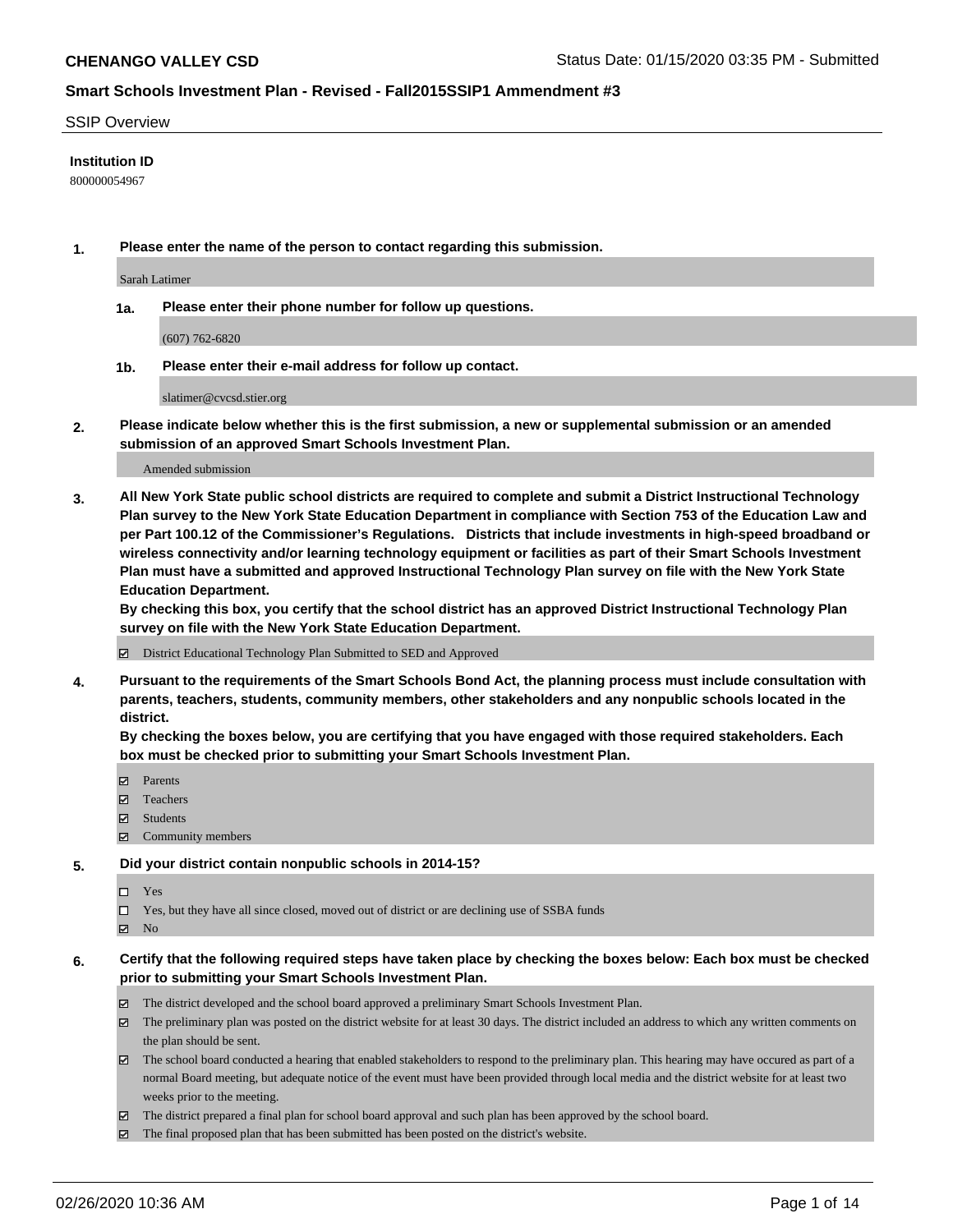**CHENANGO VALLEY CSD**

Status Date: 01/15/2020 03:35 PM - Submitted

## Smart Schools Investment Plan - Revised - Fall2015SSIP1 Ammendment #3

SSIP Overview

**Institution ID**

800000054967

**1. Please enter the name of the person to contact regarding this submission.**

Sarah Latimer

**1a. Please enter their phone number for follow up questions.**

(607) 762-6820

**1b. Please enter their e-mail address for follow up contact.**

slatimer@cvcsd.stier.org

**2. Please indicate below whether this is the first submission, a new or supplemental submission or an amended submission of an approved Smart Schools Investment Plan.**

Amended submission

**3. All New York State public school districts are required to complete and submit a District Instructional Technology Plan survey to the New York State Education Department in compliance with Section 753 of the Education Law and per Part 100.12 of the Commissioner's Regulations. Districts that include investments in high-speed broadband or wireless connectivity and/or learning technology equipment or facilities as part of their Smart Schools Investment Plan must have a submitted and approved Instructional Technology Plan survey on file with the New York State Education Department.**
**By checking this box, you certify that the school district has an approved District Instructional Technology Plan survey on file with the New York State Education Department.**

- ☑ District Educational Technology Plan Submitted to SED and Approved

**4. Pursuant to the requirements of the Smart Schools Bond Act, the planning process must include consultation with parents, teachers, students, community members, other stakeholders and any nonpublic schools located in the district.**
**By checking the boxes below, you are certifying that you have engaged with those required stakeholders. Each box must be checked prior to submitting your Smart Schools Investment Plan.**

- ☑ Parents
- ☑ Teachers
- ☑ Students
- ☑ Community members

**5. Did your district contain nonpublic schools in 2014-15?**

- ☐ Yes
- ☐ Yes, but they have all since closed, moved out of district or are declining use of SSBA funds
- ☑ No

**6. Certify that the following required steps have taken place by checking the boxes below: Each box must be checked prior to submitting your Smart Schools Investment Plan.**

- ☑ The district developed and the school board approved a preliminary Smart Schools Investment Plan.
- ☑ The preliminary plan was posted on the district website for at least 30 days. The district included an address to which any written comments on the plan should be sent.
- ☑ The school board conducted a hearing that enabled stakeholders to respond to the preliminary plan. This hearing may have occured as part of a normal Board meeting, but adequate notice of the event must have been provided through local media and the district website for at least two weeks prior to the meeting.
- ☑ The district prepared a final plan for school board approval and such plan has been approved by the school board.
- ☑ The final proposed plan that has been submitted has been posted on the district's website.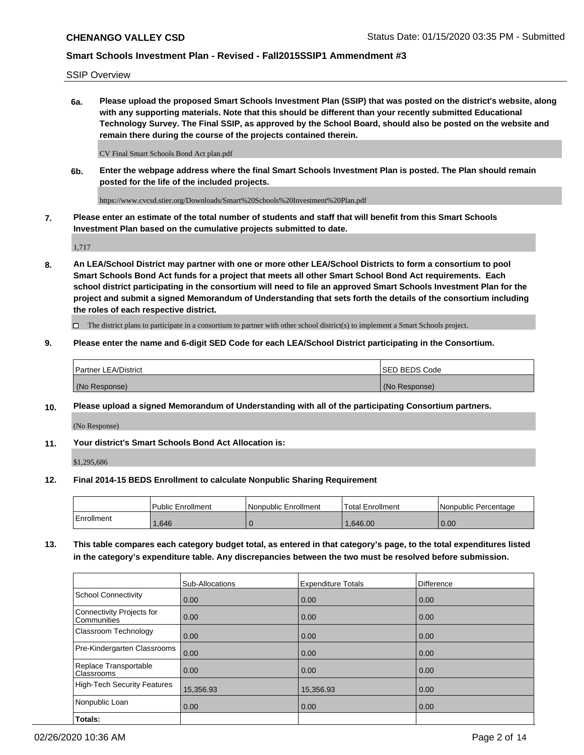SSIP Overview

**6a. Please upload the proposed Smart Schools Investment Plan (SSIP) that was posted on the district's website, along with any supporting materials. Note that this should be different than your recently submitted Educational Technology Survey. The Final SSIP, as approved by the School Board, should also be posted on the website and remain there during the course of the projects contained therein.**

CV Final Smart Schools Bond Act plan.pdf

**6b. Enter the webpage address where the final Smart Schools Investment Plan is posted. The Plan should remain posted for the life of the included projects.**

https://www.cvcsd.stier.org/Downloads/Smart%20Schools%20Investment%20Plan.pdf

**7. Please enter an estimate of the total number of students and staff that will benefit from this Smart Schools Investment Plan based on the cumulative projects submitted to date.**

1,717

**8. An LEA/School District may partner with one or more other LEA/School Districts to form a consortium to pool Smart Schools Bond Act funds for a project that meets all other Smart School Bond Act requirements. Each school district participating in the consortium will need to file an approved Smart Schools Investment Plan for the project and submit a signed Memorandum of Understanding that sets forth the details of the consortium including the roles of each respective district.**

☐ The district plans to participate in a consortium to partner with other school district(s) to implement a Smart Schools project.

**9. Please enter the name and 6-digit SED Code for each LEA/School District participating in the Consortium.**

| Partner LEA/District | SED BEDS Code |
|---|---|
| (No Response) | (No Response) |

**10. Please upload a signed Memorandum of Understanding with all of the participating Consortium partners.**

(No Response)

**11. Your district's Smart Schools Bond Act Allocation is:**

$1,295,686

**12. Final 2014-15 BEDS Enrollment to calculate Nonpublic Sharing Requirement**

| | Public Enrollment | Nonpublic Enrollment | Total Enrollment | Nonpublic Percentage |
|---|---|---|---|---|
| Enrollment | 1,646 | 0 | 1,646.00 | 0.00 |

**13. This table compares each category budget total, as entered in that category's page, to the total expenditures listed in the category's expenditure table. Any discrepancies between the two must be resolved before submission.**

| | Sub-Allocations | Expenditure Totals | Difference |
|---|---|---|---|
| School Connectivity | 0.00 | 0.00 | 0.00 |
| Connectivity Projects for Communities | 0.00 | 0.00 | 0.00 |
| Classroom Technology | 0.00 | 0.00 | 0.00 |
| Pre-Kindergarten Classrooms | 0.00 | 0.00 | 0.00 |
| Replace Transportable Classrooms | 0.00 | 0.00 | 0.00 |
| High-Tech Security Features | 15,356.93 | 15,356.93 | 0.00 |
| Nonpublic Loan | 0.00 | 0.00 | 0.00 |
| **Totals:** | | | |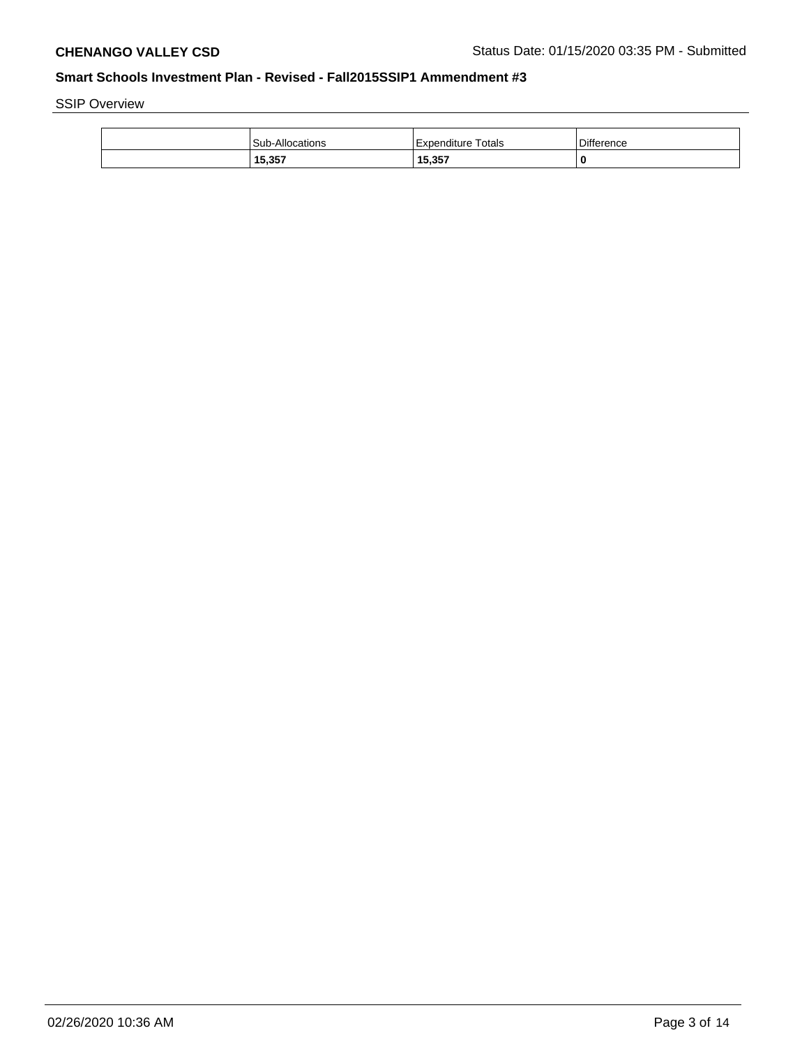**CHENANGO VALLEY CSD**

Status Date: 01/15/2020 03:35 PM - Submitted

## Smart Schools Investment Plan - Revised - Fall2015SSIP1 Ammendment #3

SSIP Overview

| | Sub-Allocations | Expenditure Totals | Difference |
|---|---|---|---|
| | **15,357** | **15,357** | **0** |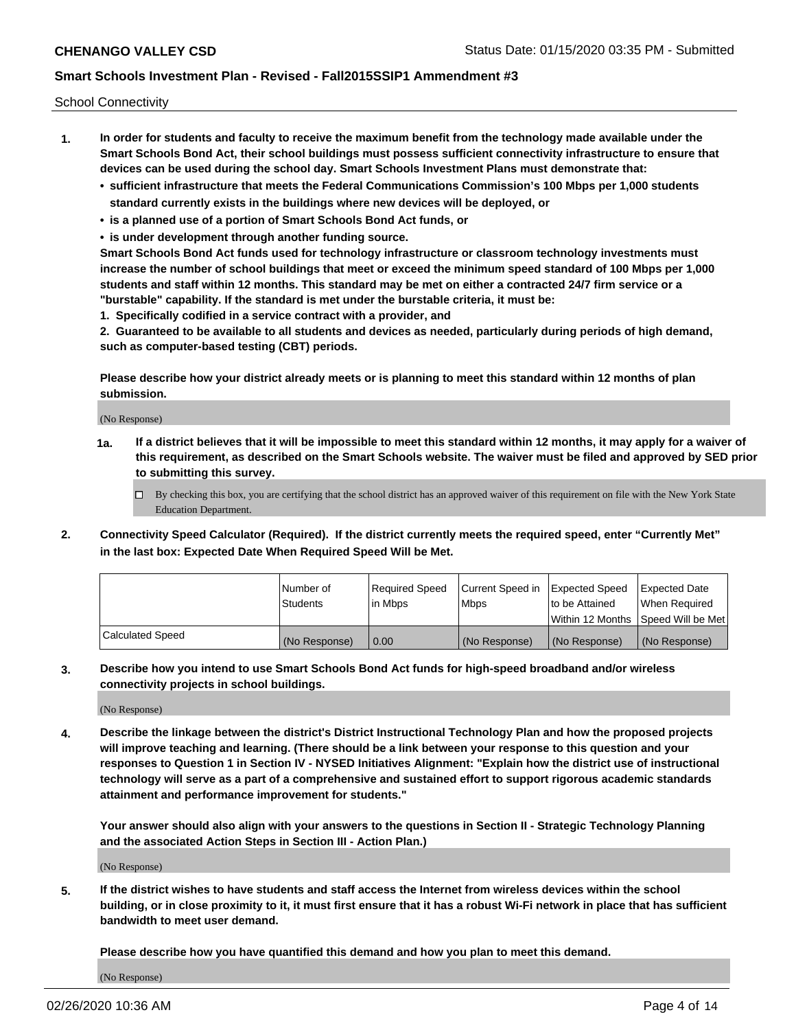School Connectivity

1. **In order for students and faculty to receive the maximum benefit from the technology made available under the Smart Schools Bond Act, their school buildings must possess sufficient connectivity infrastructure to ensure that devices can be used during the school day. Smart Schools Investment Plans must demonstrate that:**
   - **sufficient infrastructure that meets the Federal Communications Commission's 100 Mbps per 1,000 students standard currently exists in the buildings where new devices will be deployed, or**
   - **is a planned use of a portion of Smart Schools Bond Act funds, or**
   - **is under development through another funding source.**

   **Smart Schools Bond Act funds used for technology infrastructure or classroom technology investments must increase the number of school buildings that meet or exceed the minimum speed standard of 100 Mbps per 1,000 students and staff within 12 months. This standard may be met on either a contracted 24/7 firm service or a "burstable" capability. If the standard is met under the burstable criteria, it must be:**

   **1. Specifically codified in a service contract with a provider, and**

   **2. Guaranteed to be available to all students and devices as needed, particularly during periods of high demand, such as computer-based testing (CBT) periods.**

   **Please describe how your district already meets or is planning to meet this standard within 12 months of plan submission.**

   (No Response)

   **1a. If a district believes that it will be impossible to meet this standard within 12 months, it may apply for a waiver of this requirement, as described on the Smart Schools website. The waiver must be filed and approved by SED prior to submitting this survey.**

   ☐ By checking this box, you are certifying that the school district has an approved waiver of this requirement on file with the New York State Education Department.

2. **Connectivity Speed Calculator (Required). If the district currently meets the required speed, enter "Currently Met" in the last box: Expected Date When Required Speed Will be Met.**

| | Number of Students | Required Speed in Mbps | Current Speed in Mbps | Expected Speed to be Attained Within 12 Months | Expected Date When Required Speed Will be Met |
|---|---|---|---|---|---|
| Calculated Speed | (No Response) | 0.00 | (No Response) | (No Response) | (No Response) |

3. **Describe how you intend to use Smart Schools Bond Act funds for high-speed broadband and/or wireless connectivity projects in school buildings.**

   (No Response)

4. **Describe the linkage between the district's District Instructional Technology Plan and how the proposed projects will improve teaching and learning. (There should be a link between your response to this question and your responses to Question 1 in Section IV - NYSED Initiatives Alignment: "Explain how the district use of instructional technology will serve as a part of a comprehensive and sustained effort to support rigorous academic standards attainment and performance improvement for students."**

   **Your answer should also align with your answers to the questions in Section II - Strategic Technology Planning and the associated Action Steps in Section III - Action Plan.)**

   (No Response)

5. **If the district wishes to have students and staff access the Internet from wireless devices within the school building, or in close proximity to it, it must first ensure that it has a robust Wi-Fi network in place that has sufficient bandwidth to meet user demand.**

   **Please describe how you have quantified this demand and how you plan to meet this demand.**

   (No Response)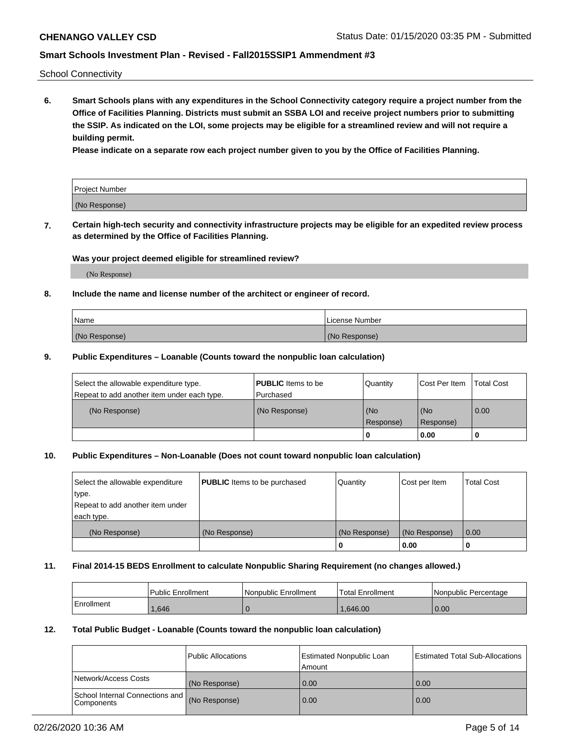School Connectivity

**6. Smart Schools plans with any expenditures in the School Connectivity category require a project number from the Office of Facilities Planning. Districts must submit an SSBA LOI and receive project numbers prior to submitting the SSIP. As indicated on the LOI, some projects may be eligible for a streamlined review and will not require a building permit.**

**Please indicate on a separate row each project number given to you by the Office of Facilities Planning.**

| Project Number |
| --- |
| (No Response) |

**7. Certain high-tech security and connectivity infrastructure projects may be eligible for an expedited review process as determined by the Office of Facilities Planning.**

**Was your project deemed eligible for streamlined review?**

(No Response)

**8. Include the name and license number of the architect or engineer of record.**

| Name | License Number |
| --- | --- |
| (No Response) | (No Response) |

**9. Public Expenditures – Loanable (Counts toward the nonpublic loan calculation)**

| Select the allowable expenditure type. Repeat to add another item under each type. | **PUBLIC** Items to be Purchased | Quantity | Cost Per Item | Total Cost |
| --- | --- | --- | --- | --- |
| (No Response) | (No Response) | (No Response) | (No Response) | 0.00 |
| | | 0 | 0.00 | 0 |

**10. Public Expenditures – Non-Loanable (Does not count toward nonpublic loan calculation)**

| Select the allowable expenditure type. Repeat to add another item under each type. | **PUBLIC** Items to be purchased | Quantity | Cost per Item | Total Cost |
| --- | --- | --- | --- | --- |
| (No Response) | (No Response) | (No Response) | (No Response) | 0.00 |
| | | 0 | 0.00 | 0 |

**11. Final 2014-15 BEDS Enrollment to calculate Nonpublic Sharing Requirement (no changes allowed.)**

| | Public Enrollment | Nonpublic Enrollment | Total Enrollment | Nonpublic Percentage |
| --- | --- | --- | --- | --- |
| Enrollment | 1,646 | 0 | 1,646.00 | 0.00 |

**12. Total Public Budget - Loanable (Counts toward the nonpublic loan calculation)**

| | Public Allocations | Estimated Nonpublic Loan Amount | Estimated Total Sub-Allocations |
| --- | --- | --- | --- |
| Network/Access Costs | (No Response) | 0.00 | 0.00 |
| School Internal Connections and Components | (No Response) | 0.00 | 0.00 |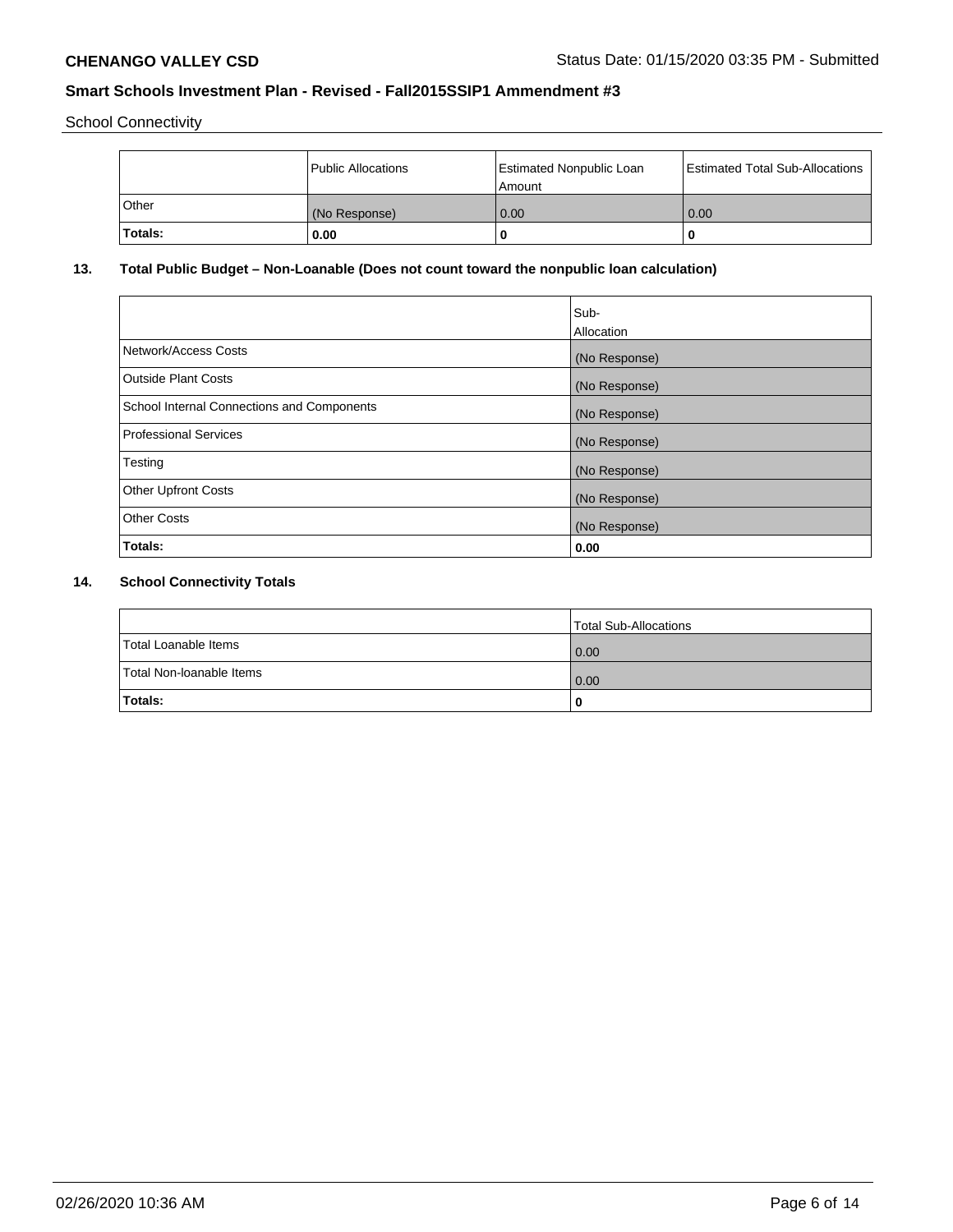School Connectivity

| | Public Allocations | Estimated Nonpublic Loan Amount | Estimated Total Sub-Allocations |
|---|---|---|---|
| Other | (No Response) | 0.00 | 0.00 |
| **Totals:** | **0.00** | **0** | **0** |

## 13. Total Public Budget – Non-Loanable (Does not count toward the nonpublic loan calculation)

| | Sub-Allocation |
|---|---|
| Network/Access Costs | (No Response) |
| Outside Plant Costs | (No Response) |
| School Internal Connections and Components | (No Response) |
| Professional Services | (No Response) |
| Testing | (No Response) |
| Other Upfront Costs | (No Response) |
| Other Costs | (No Response) |
| **Totals:** | **0.00** |

## 14. School Connectivity Totals

| | Total Sub-Allocations |
|---|---|
| Total Loanable Items | 0.00 |
| Total Non-loanable Items | 0.00 |
| **Totals:** | **0** |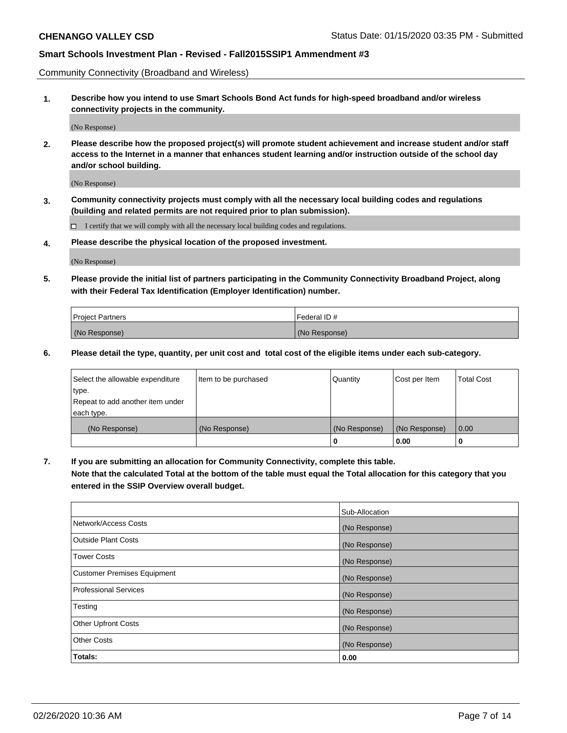Community Connectivity (Broadband and Wireless)

**1. Describe how you intend to use Smart Schools Bond Act funds for high-speed broadband and/or wireless connectivity projects in the community.**

(No Response)

**2. Please describe how the proposed project(s) will promote student achievement and increase student and/or staff access to the Internet in a manner that enhances student learning and/or instruction outside of the school day and/or school building.**

(No Response)

**3. Community connectivity projects must comply with all the necessary local building codes and regulations (building and related permits are not required prior to plan submission).**

☐ I certify that we will comply with all the necessary local building codes and regulations.

**4. Please describe the physical location of the proposed investment.**

(No Response)

**5. Please provide the initial list of partners participating in the Community Connectivity Broadband Project, along with their Federal Tax Identification (Employer Identification) number.**

| Project Partners | Federal ID # |
|---|---|
| (No Response) | (No Response) |

**6. Please detail the type, quantity, per unit cost and total cost of the eligible items under each sub-category.**

| Select the allowable expenditure type. Repeat to add another item under each type. | Item to be purchased | Quantity | Cost per Item | Total Cost |
|---|---|---|---|---|
| (No Response) | (No Response) | (No Response) | (No Response) | 0.00 |
| | | 0 | 0.00 | 0 |

**7. If you are submitting an allocation for Community Connectivity, complete this table. Note that the calculated Total at the bottom of the table must equal the Total allocation for this category that you entered in the SSIP Overview overall budget.**

| | Sub-Allocation |
|---|---|
| Network/Access Costs | (No Response) |
| Outside Plant Costs | (No Response) |
| Tower Costs | (No Response) |
| Customer Premises Equipment | (No Response) |
| Professional Services | (No Response) |
| Testing | (No Response) |
| Other Upfront Costs | (No Response) |
| Other Costs | (No Response) |
| **Totals:** | **0.00** |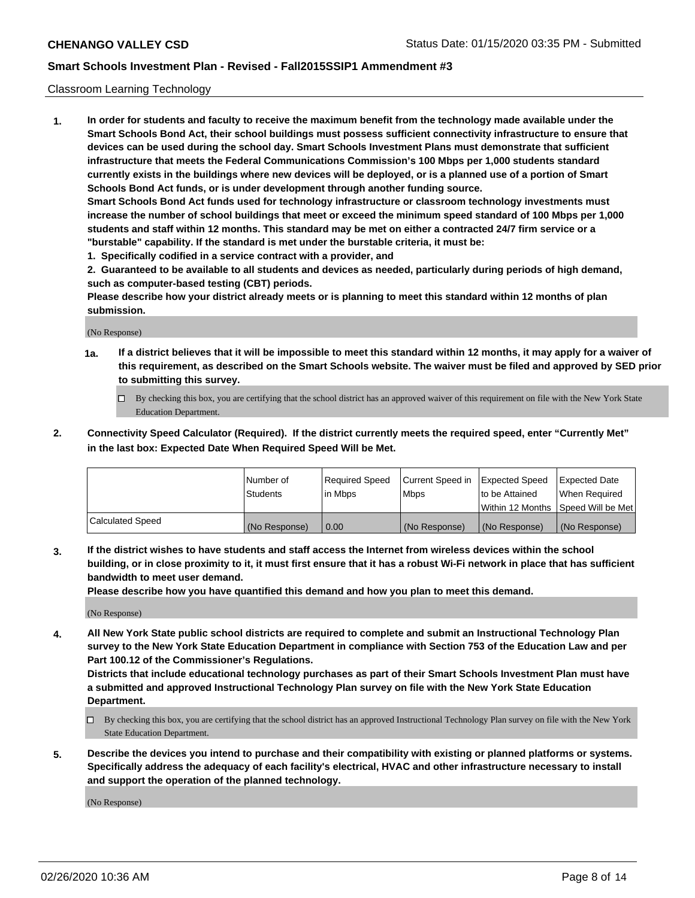Classroom Learning Technology

**1. In order for students and faculty to receive the maximum benefit from the technology made available under the Smart Schools Bond Act, their school buildings must possess sufficient connectivity infrastructure to ensure that devices can be used during the school day. Smart Schools Investment Plans must demonstrate that sufficient infrastructure that meets the Federal Communications Commission's 100 Mbps per 1,000 students standard currently exists in the buildings where new devices will be deployed, or is a planned use of a portion of Smart Schools Bond Act funds, or is under development through another funding source.**

**Smart Schools Bond Act funds used for technology infrastructure or classroom technology investments must increase the number of school buildings that meet or exceed the minimum speed standard of 100 Mbps per 1,000 students and staff within 12 months. This standard may be met on either a contracted 24/7 firm service or a "burstable" capability. If the standard is met under the burstable criteria, it must be:**

**1. Specifically codified in a service contract with a provider, and**

**2. Guaranteed to be available to all students and devices as needed, particularly during periods of high demand, such as computer-based testing (CBT) periods.**

**Please describe how your district already meets or is planning to meet this standard within 12 months of plan submission.**

(No Response)

**1a. If a district believes that it will be impossible to meet this standard within 12 months, it may apply for a waiver of this requirement, as described on the Smart Schools website. The waiver must be filed and approved by SED prior to submitting this survey.**

☐ By checking this box, you are certifying that the school district has an approved waiver of this requirement on file with the New York State Education Department.

**2. Connectivity Speed Calculator (Required). If the district currently meets the required speed, enter "Currently Met" in the last box: Expected Date When Required Speed Will be Met.**

| | Number of Students | Required Speed in Mbps | Current Speed in Mbps | Expected Speed to be Attained Within 12 Months | Expected Date When Required Speed Will be Met |
|---|---|---|---|---|---|
| Calculated Speed | (No Response) | 0.00 | (No Response) | (No Response) | (No Response) |

**3. If the district wishes to have students and staff access the Internet from wireless devices within the school building, or in close proximity to it, it must first ensure that it has a robust Wi-Fi network in place that has sufficient bandwidth to meet user demand.**

**Please describe how you have quantified this demand and how you plan to meet this demand.**

(No Response)

**4. All New York State public school districts are required to complete and submit an Instructional Technology Plan survey to the New York State Education Department in compliance with Section 753 of the Education Law and per Part 100.12 of the Commissioner's Regulations.**

**Districts that include educational technology purchases as part of their Smart Schools Investment Plan must have a submitted and approved Instructional Technology Plan survey on file with the New York State Education Department.**

☐ By checking this box, you are certifying that the school district has an approved Instructional Technology Plan survey on file with the New York State Education Department.

**5. Describe the devices you intend to purchase and their compatibility with existing or planned platforms or systems. Specifically address the adequacy of each facility's electrical, HVAC and other infrastructure necessary to install and support the operation of the planned technology.**

(No Response)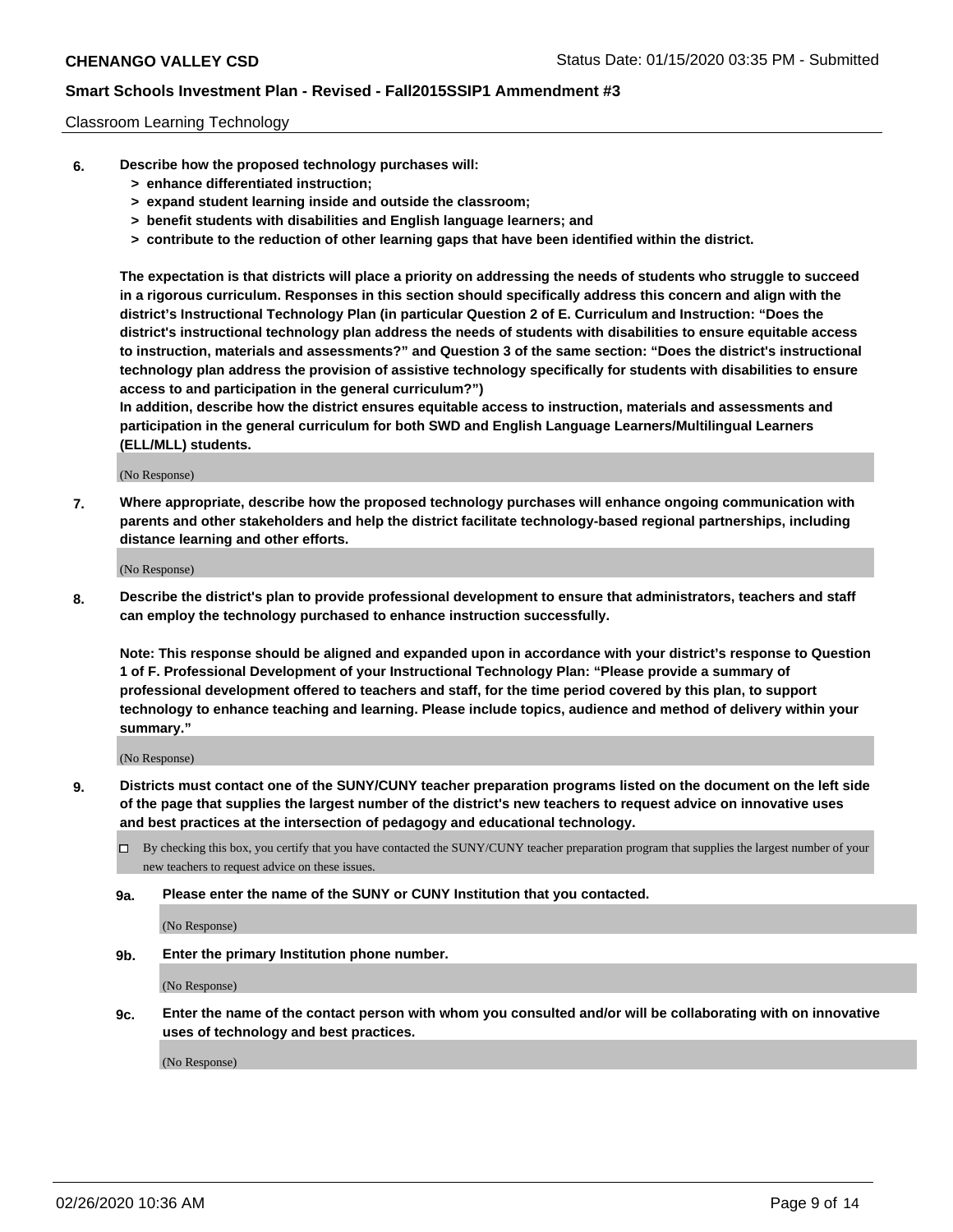Classroom Learning Technology

6. **Describe how the proposed technology purchases will:**
   - **> enhance differentiated instruction;**
   - **> expand student learning inside and outside the classroom;**
   - **> benefit students with disabilities and English language learners; and**
   - **> contribute to the reduction of other learning gaps that have been identified within the district.**

   **The expectation is that districts will place a priority on addressing the needs of students who struggle to succeed in a rigorous curriculum. Responses in this section should specifically address this concern and align with the district's Instructional Technology Plan (in particular Question 2 of E. Curriculum and Instruction: "Does the district's instructional technology plan address the needs of students with disabilities to ensure equitable access to instruction, materials and assessments?" and Question 3 of the same section: "Does the district's instructional technology plan address the provision of assistive technology specifically for students with disabilities to ensure access to and participation in the general curriculum?")**
   **In addition, describe how the district ensures equitable access to instruction, materials and assessments and participation in the general curriculum for both SWD and English Language Learners/Multilingual Learners (ELL/MLL) students.**

   (No Response)

7. **Where appropriate, describe how the proposed technology purchases will enhance ongoing communication with parents and other stakeholders and help the district facilitate technology-based regional partnerships, including distance learning and other efforts.**

   (No Response)

8. **Describe the district's plan to provide professional development to ensure that administrators, teachers and staff can employ the technology purchased to enhance instruction successfully.**

   **Note: This response should be aligned and expanded upon in accordance with your district's response to Question 1 of F. Professional Development of your Instructional Technology Plan: "Please provide a summary of professional development offered to teachers and staff, for the time period covered by this plan, to support technology to enhance teaching and learning. Please include topics, audience and method of delivery within your summary."**

   (No Response)

9. **Districts must contact one of the SUNY/CUNY teacher preparation programs listed on the document on the left side of the page that supplies the largest number of the district's new teachers to request advice on innovative uses and best practices at the intersection of pedagogy and educational technology.**

   ☐ By checking this box, you certify that you have contacted the SUNY/CUNY teacher preparation program that supplies the largest number of your new teachers to request advice on these issues.

   **9a. Please enter the name of the SUNY or CUNY Institution that you contacted.**

   (No Response)

   **9b. Enter the primary Institution phone number.**

   (No Response)

   **9c. Enter the name of the contact person with whom you consulted and/or will be collaborating with on innovative uses of technology and best practices.**

   (No Response)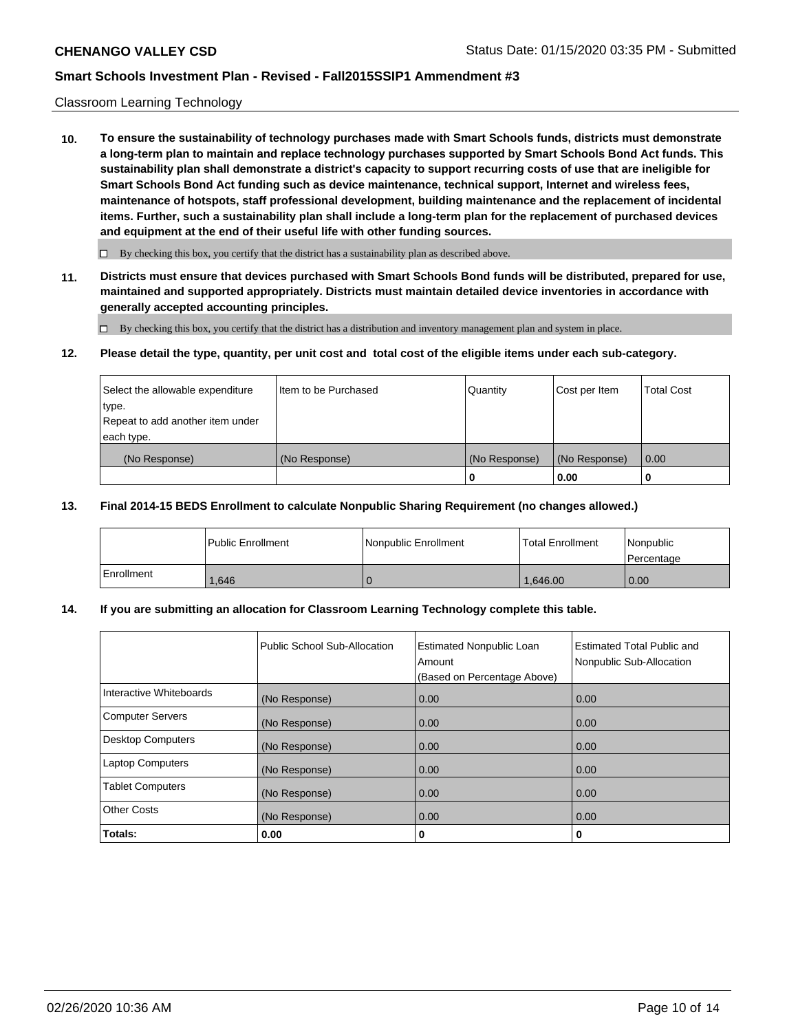Classroom Learning Technology

**10. To ensure the sustainability of technology purchases made with Smart Schools funds, districts must demonstrate a long-term plan to maintain and replace technology purchases supported by Smart Schools Bond Act funds. This sustainability plan shall demonstrate a district's capacity to support recurring costs of use that are ineligible for Smart Schools Bond Act funding such as device maintenance, technical support, Internet and wireless fees, maintenance of hotspots, staff professional development, building maintenance and the replacement of incidental items. Further, such a sustainability plan shall include a long-term plan for the replacement of purchased devices and equipment at the end of their useful life with other funding sources.**

☐ By checking this box, you certify that the district has a sustainability plan as described above.

**11. Districts must ensure that devices purchased with Smart Schools Bond funds will be distributed, prepared for use, maintained and supported appropriately. Districts must maintain detailed device inventories in accordance with generally accepted accounting principles.**

☐ By checking this box, you certify that the district has a distribution and inventory management plan and system in place.

**12. Please detail the type, quantity, per unit cost and total cost of the eligible items under each sub-category.**

| Select the allowable expenditure type. Repeat to add another item under each type. | Item to be Purchased | Quantity | Cost per Item | Total Cost |
|---|---|---|---|---|
| (No Response) | (No Response) | (No Response) | (No Response) | 0.00 |
| | | **0** | **0.00** | **0** |

**13. Final 2014-15 BEDS Enrollment to calculate Nonpublic Sharing Requirement (no changes allowed.)**

| | Public Enrollment | Nonpublic Enrollment | Total Enrollment | Nonpublic Percentage |
|---|---|---|---|---|
| Enrollment | 1,646 | 0 | 1,646.00 | 0.00 |

**14. If you are submitting an allocation for Classroom Learning Technology complete this table.**

| | Public School Sub-Allocation | Estimated Nonpublic Loan Amount (Based on Percentage Above) | Estimated Total Public and Nonpublic Sub-Allocation |
|---|---|---|---|
| Interactive Whiteboards | (No Response) | 0.00 | 0.00 |
| Computer Servers | (No Response) | 0.00 | 0.00 |
| Desktop Computers | (No Response) | 0.00 | 0.00 |
| Laptop Computers | (No Response) | 0.00 | 0.00 |
| Tablet Computers | (No Response) | 0.00 | 0.00 |
| Other Costs | (No Response) | 0.00 | 0.00 |
| **Totals:** | **0.00** | **0** | **0** |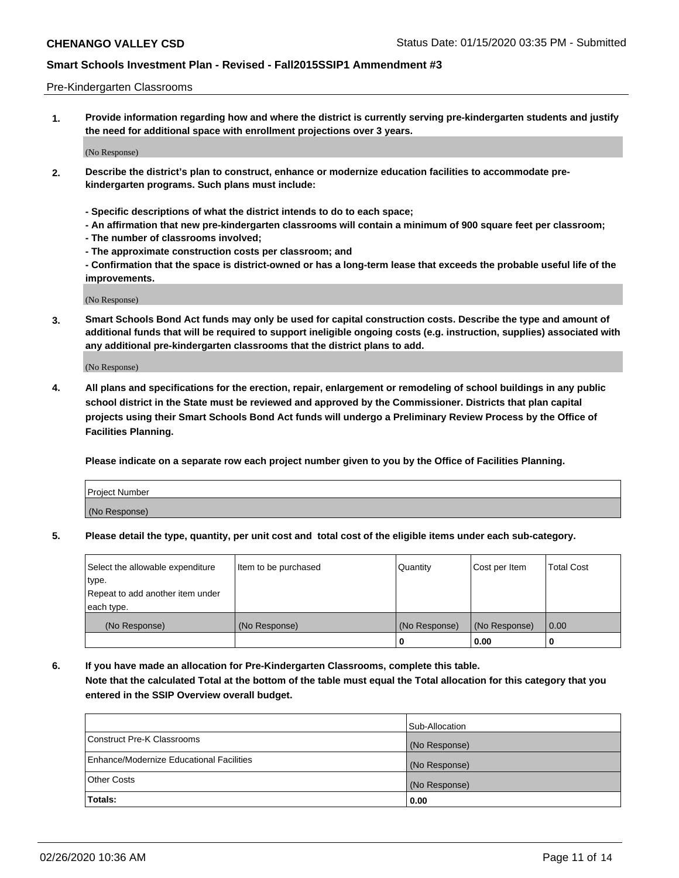Pre-Kindergarten Classrooms

**1. Provide information regarding how and where the district is currently serving pre-kindergarten students and justify the need for additional space with enrollment projections over 3 years.**

(No Response)

**2. Describe the district's plan to construct, enhance or modernize education facilities to accommodate pre-kindergarten programs. Such plans must include:**

**- Specific descriptions of what the district intends to do to each space;**
**- An affirmation that new pre-kindergarten classrooms will contain a minimum of 900 square feet per classroom;**
**- The number of classrooms involved;**
**- The approximate construction costs per classroom; and**
**- Confirmation that the space is district-owned or has a long-term lease that exceeds the probable useful life of the improvements.**

(No Response)

**3. Smart Schools Bond Act funds may only be used for capital construction costs. Describe the type and amount of additional funds that will be required to support ineligible ongoing costs (e.g. instruction, supplies) associated with any additional pre-kindergarten classrooms that the district plans to add.**

(No Response)

**4. All plans and specifications for the erection, repair, enlargement or remodeling of school buildings in any public school district in the State must be reviewed and approved by the Commissioner. Districts that plan capital projects using their Smart Schools Bond Act funds will undergo a Preliminary Review Process by the Office of Facilities Planning.**

**Please indicate on a separate row each project number given to you by the Office of Facilities Planning.**

| Project Number |
|---|
| (No Response) |

**5. Please detail the type, quantity, per unit cost and total cost of the eligible items under each sub-category.**

| Select the allowable expenditure type. Repeat to add another item under each type. | Item to be purchased | Quantity | Cost per Item | Total Cost |
|---|---|---|---|---|
| (No Response) | (No Response) | (No Response) | (No Response) | 0.00 |
| | | 0 | 0.00 | 0 |

**6. If you have made an allocation for Pre-Kindergarten Classrooms, complete this table. Note that the calculated Total at the bottom of the table must equal the Total allocation for this category that you entered in the SSIP Overview overall budget.**

| | Sub-Allocation |
|---|---|
| Construct Pre-K Classrooms | (No Response) |
| Enhance/Modernize Educational Facilities | (No Response) |
| Other Costs | (No Response) |
| **Totals:** | **0.00** |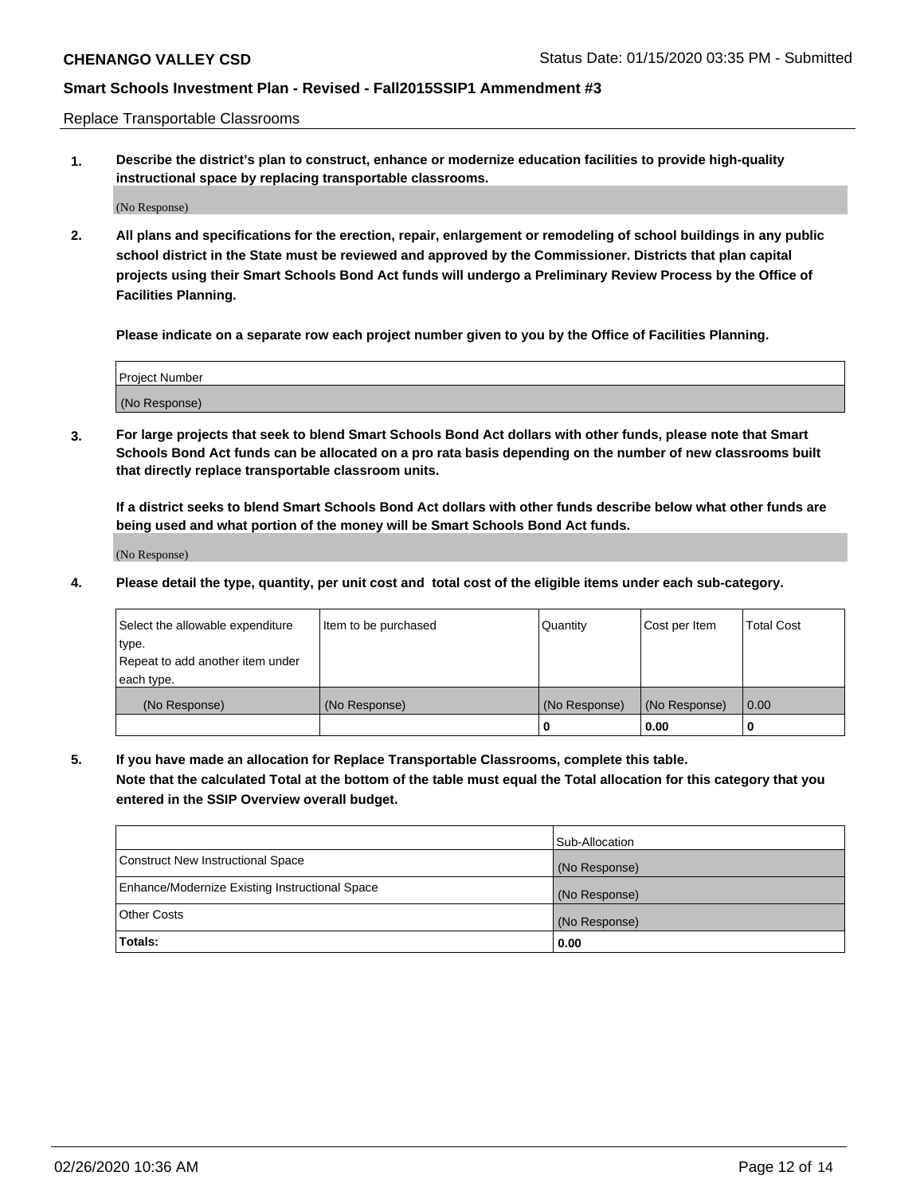## Replace Transportable Classrooms

**1. Describe the district's plan to construct, enhance or modernize education facilities to provide high-quality instructional space by replacing transportable classrooms.**

(No Response)

**2. All plans and specifications for the erection, repair, enlargement or remodeling of school buildings in any public school district in the State must be reviewed and approved by the Commissioner. Districts that plan capital projects using their Smart Schools Bond Act funds will undergo a Preliminary Review Process by the Office of Facilities Planning.**

**Please indicate on a separate row each project number given to you by the Office of Facilities Planning.**

| Project Number |
|---|
| (No Response) |

**3. For large projects that seek to blend Smart Schools Bond Act dollars with other funds, please note that Smart Schools Bond Act funds can be allocated on a pro rata basis depending on the number of new classrooms built that directly replace transportable classroom units.**

**If a district seeks to blend Smart Schools Bond Act dollars with other funds describe below what other funds are being used and what portion of the money will be Smart Schools Bond Act funds.**

(No Response)

**4. Please detail the type, quantity, per unit cost and total cost of the eligible items under each sub-category.**

| Select the allowable expenditure type. Repeat to add another item under each type. | Item to be purchased | Quantity | Cost per Item | Total Cost |
|---|---|---|---|---|
| (No Response) | (No Response) | (No Response) | (No Response) | 0.00 |
| | | **0** | **0.00** | **0** |

**5. If you have made an allocation for Replace Transportable Classrooms, complete this table. Note that the calculated Total at the bottom of the table must equal the Total allocation for this category that you entered in the SSIP Overview overall budget.**

| | Sub-Allocation |
|---|---|
| Construct New Instructional Space | (No Response) |
| Enhance/Modernize Existing Instructional Space | (No Response) |
| Other Costs | (No Response) |
| **Totals:** | **0.00** |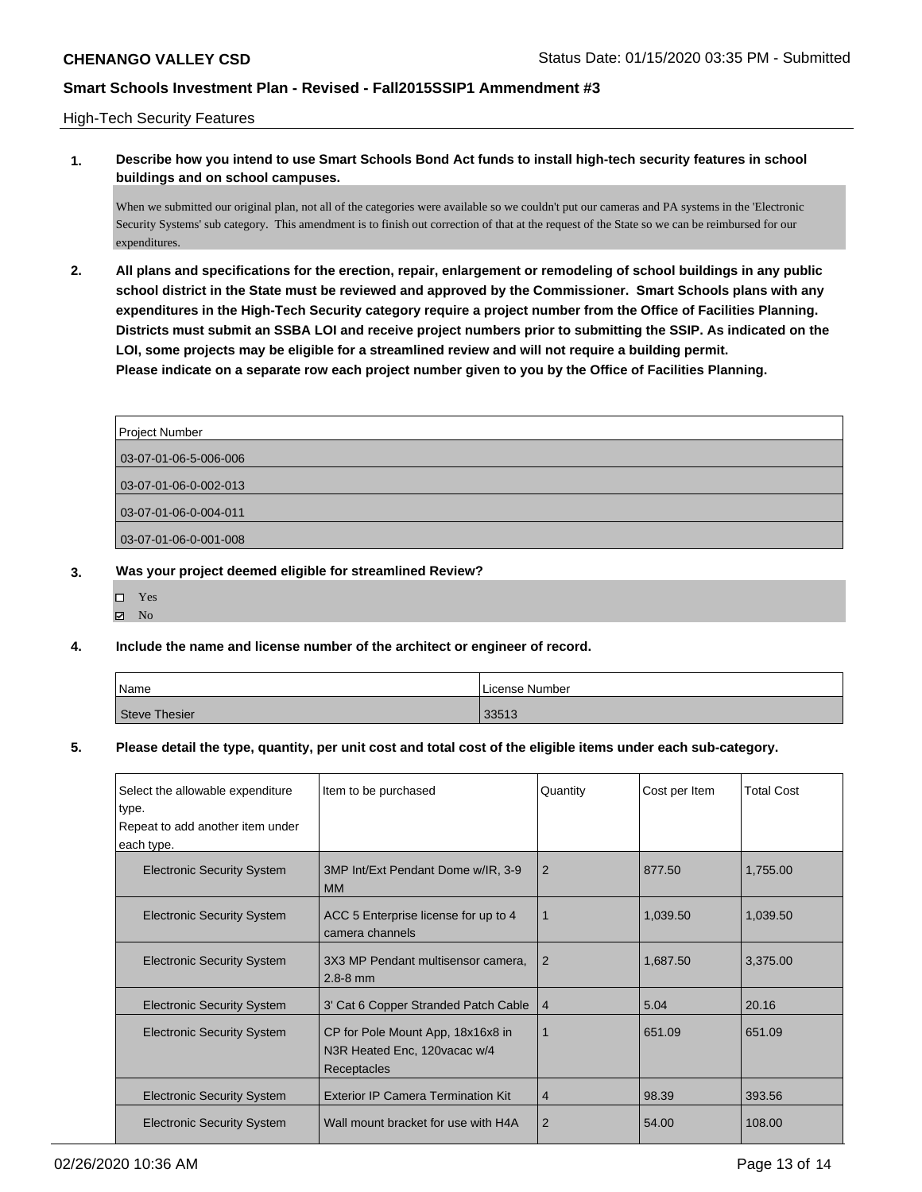High-Tech Security Features

**1. Describe how you intend to use Smart Schools Bond Act funds to install high-tech security features in school buildings and on school campuses.**

When we submitted our original plan, not all of the categories were available so we couldn't put our cameras and PA systems in the 'Electronic Security Systems' sub category. This amendment is to finish out correction of that at the request of the State so we can be reimbursed for our expenditures.

**2. All plans and specifications for the erection, repair, enlargement or remodeling of school buildings in any public school district in the State must be reviewed and approved by the Commissioner. Smart Schools plans with any expenditures in the High-Tech Security category require a project number from the Office of Facilities Planning. Districts must submit an SSBA LOI and receive project numbers prior to submitting the SSIP. As indicated on the LOI, some projects may be eligible for a streamlined review and will not require a building permit. Please indicate on a separate row each project number given to you by the Office of Facilities Planning.**

| Project Number |
|---|
| 03-07-01-06-5-006-006 |
| 03-07-01-06-0-002-013 |
| 03-07-01-06-0-004-011 |
| 03-07-01-06-0-001-008 |

**3. Was your project deemed eligible for streamlined Review?**

- ☐ Yes
- ☑ No

**4. Include the name and license number of the architect or engineer of record.**

| Name | License Number |
|---|---|
| Steve Thesier | 33513 |

**5. Please detail the type, quantity, per unit cost and total cost of the eligible items under each sub-category.**

| Select the allowable expenditure type. Repeat to add another item under each type. | Item to be purchased | Quantity | Cost per Item | Total Cost |
|---|---|---|---|---|
| Electronic Security System | 3MP Int/Ext Pendant Dome w/IR, 3-9 MM | 2 | 877.50 | 1,755.00 |
| Electronic Security System | ACC 5 Enterprise license for up to 4 camera channels | 1 | 1,039.50 | 1,039.50 |
| Electronic Security System | 3X3 MP Pendant multisensor camera, 2.8-8 mm | 2 | 1,687.50 | 3,375.00 |
| Electronic Security System | 3' Cat 6 Copper Stranded Patch Cable | 4 | 5.04 | 20.16 |
| Electronic Security System | CP for Pole Mount App, 18x16x8 in N3R Heated Enc, 120vacac w/4 Receptacles | 1 | 651.09 | 651.09 |
| Electronic Security System | Exterior IP Camera Termination Kit | 4 | 98.39 | 393.56 |
| Electronic Security System | Wall mount bracket for use with H4A | 2 | 54.00 | 108.00 |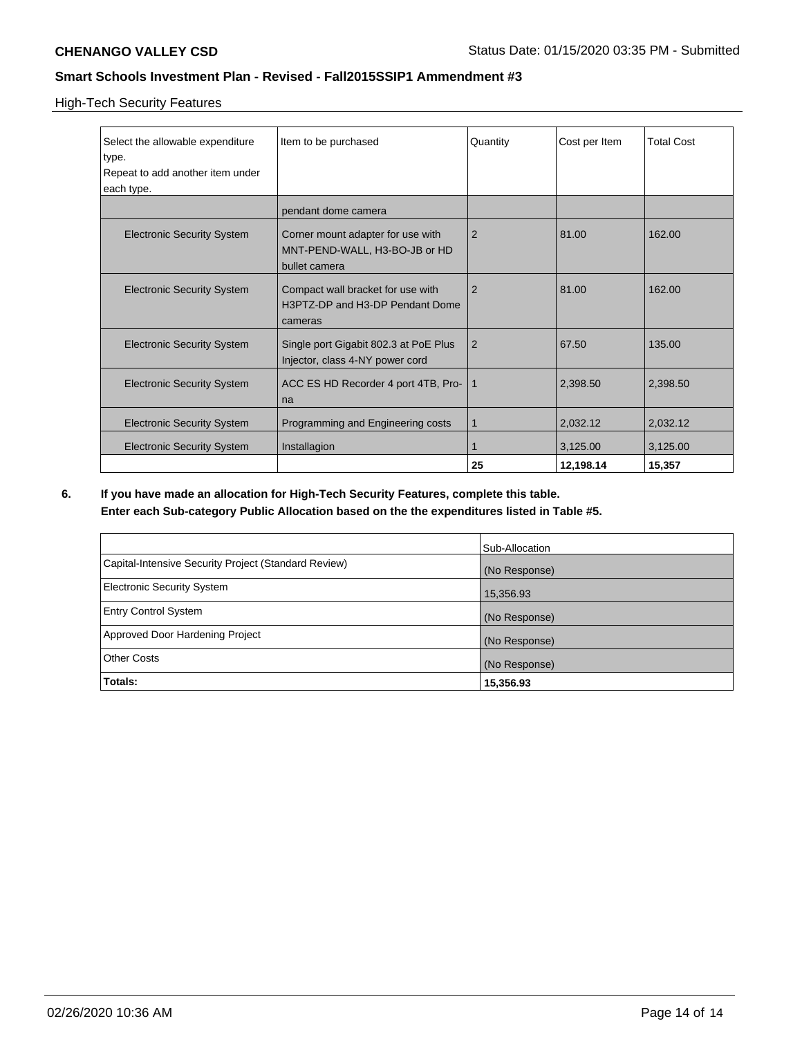High-Tech Security Features

| Select the allowable expenditure type. Repeat to add another item under each type. | Item to be purchased | Quantity | Cost per Item | Total Cost |
|---|---|---|---|---|
| | pendant dome camera | | | |
| Electronic Security System | Corner mount adapter for use with MNT-PEND-WALL, H3-BO-JB or HD bullet camera | 2 | 81.00 | 162.00 |
| Electronic Security System | Compact wall bracket for use with H3PTZ-DP and H3-DP Pendant Dome cameras | 2 | 81.00 | 162.00 |
| Electronic Security System | Single port Gigabit 802.3 at PoE Plus Injector, class 4-NY power cord | 2 | 67.50 | 135.00 |
| Electronic Security System | ACC ES HD Recorder 4 port 4TB, Pro-na | 1 | 2,398.50 | 2,398.50 |
| Electronic Security System | Programming and Engineering costs | 1 | 2,032.12 | 2,032.12 |
| Electronic Security System | Installagion | 1 | 3,125.00 | 3,125.00 |
| | | **25** | **12,198.14** | **15,357** |

**6. If you have made an allocation for High-Tech Security Features, complete this table. Enter each Sub-category Public Allocation based on the the expenditures listed in Table #5.**

| | Sub-Allocation |
|---|---|
| Capital-Intensive Security Project (Standard Review) | (No Response) |
| Electronic Security System | 15,356.93 |
| Entry Control System | (No Response) |
| Approved Door Hardening Project | (No Response) |
| Other Costs | (No Response) |
| **Totals:** | **15,356.93** |